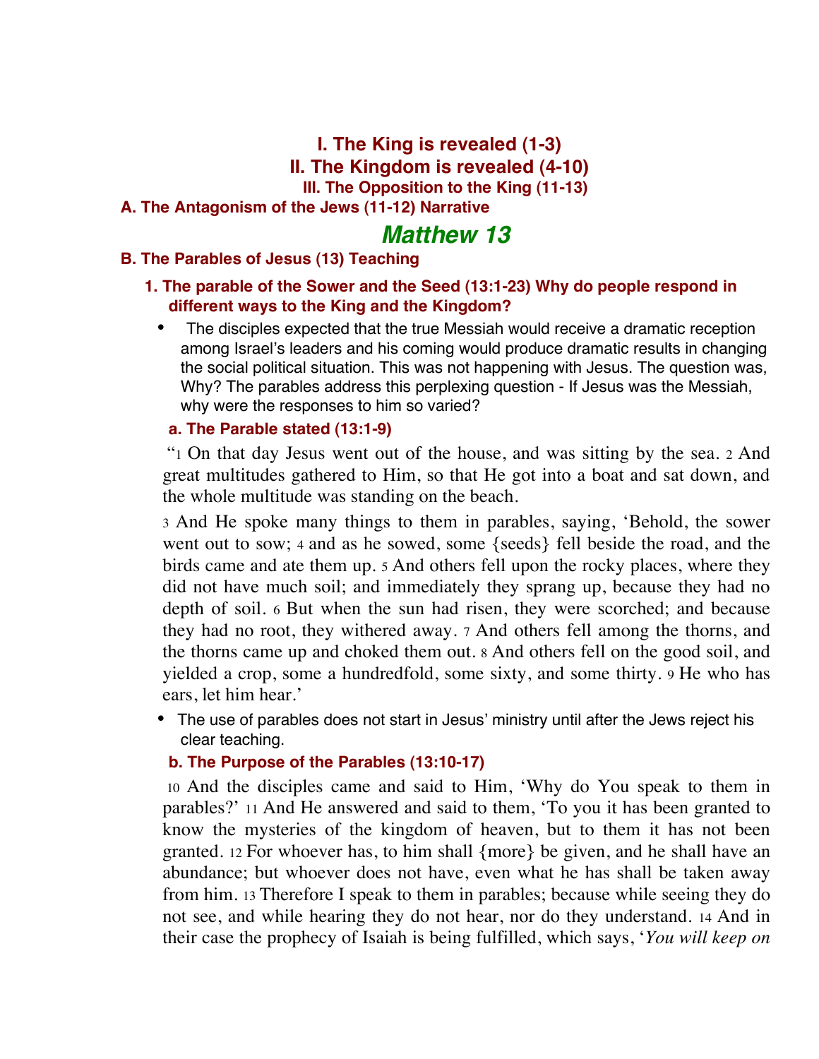## I. The King is revealed (1-3)
## II. The Kingdom is revealed (4-10)
### III. The Opposition to the King (11-13)

**A. The Antagonism of the Jews (11-12) Narrative**

# *Matthew 13*

**B. The Parables of Jesus (13) Teaching**

**1. The parable of the Sower and the Seed (13:1-23) Why do people respond in different ways to the King and the Kingdom?**

- The disciples expected that the true Messiah would receive a dramatic reception among Israel's leaders and his coming would produce dramatic results in changing the social political situation. This was not happening with Jesus. The question was, Why? The parables address this perplexing question - If Jesus was the Messiah, why were the responses to him so varied?

**a. The Parable stated (13:1-9)**

"1 On that day Jesus went out of the house, and was sitting by the sea. 2 And great multitudes gathered to Him, so that He got into a boat and sat down, and the whole multitude was standing on the beach.

3 And He spoke many things to them in parables, saying, 'Behold, the sower went out to sow; 4 and as he sowed, some {seeds} fell beside the road, and the birds came and ate them up. 5 And others fell upon the rocky places, where they did not have much soil; and immediately they sprang up, because they had no depth of soil. 6 But when the sun had risen, they were scorched; and because they had no root, they withered away. 7 And others fell among the thorns, and the thorns came up and choked them out. 8 And others fell on the good soil, and yielded a crop, some a hundredfold, some sixty, and some thirty. 9 He who has ears, let him hear.'

- The use of parables does not start in Jesus' ministry until after the Jews reject his clear teaching.

**b. The Purpose of the Parables (13:10-17)**

10 And the disciples came and said to Him, 'Why do You speak to them in parables?' 11 And He answered and said to them, 'To you it has been granted to know the mysteries of the kingdom of heaven, but to them it has not been granted. 12 For whoever has, to him shall {more} be given, and he shall have an abundance; but whoever does not have, even what he has shall be taken away from him. 13 Therefore I speak to them in parables; because while seeing they do not see, and while hearing they do not hear, nor do they understand. 14 And in their case the prophecy of Isaiah is being fulfilled, which says, '*You will keep on*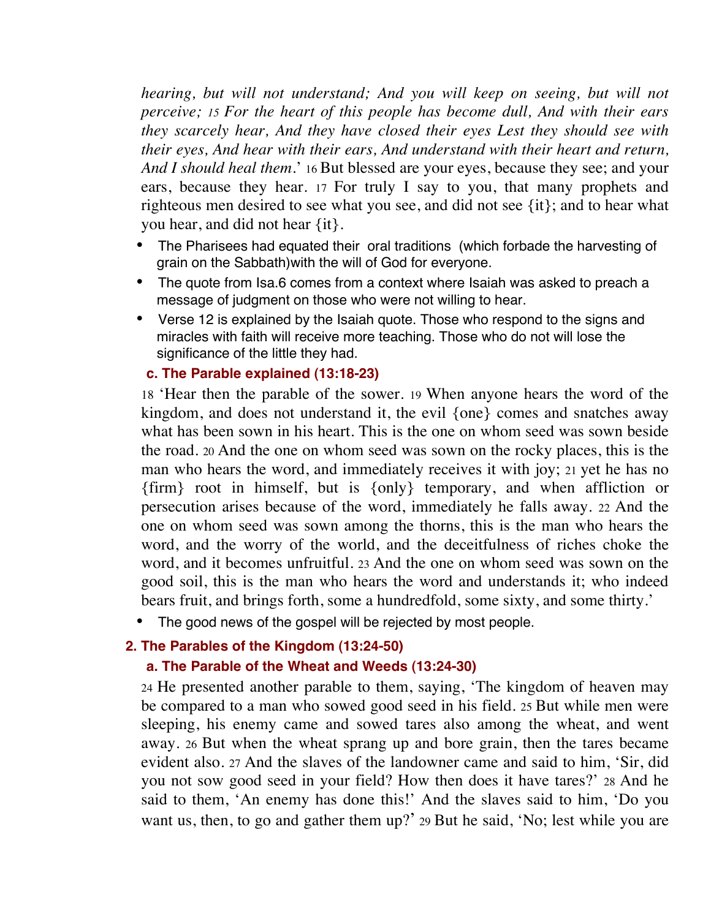*hearing, but will not understand; And you will keep on seeing, but will not perceive;* 15 *For the heart of this people has become dull, And with their ears they scarcely hear, And they have closed their eyes Lest they should see with their eyes, And hear with their ears, And understand with their heart and return, And I should heal them.*' 16 But blessed are your eyes, because they see; and your ears, because they hear. 17 For truly I say to you, that many prophets and righteous men desired to see what you see, and did not see {it}; and to hear what you hear, and did not hear {it}.

- The Pharisees had equated their oral traditions (which forbade the harvesting of grain on the Sabbath)with the will of God for everyone.
- The quote from Isa.6 comes from a context where Isaiah was asked to preach a message of judgment on those who were not willing to hear.
- Verse 12 is explained by the Isaiah quote. Those who respond to the signs and miracles with faith will receive more teaching. Those who do not will lose the significance of the little they had.

### c. The Parable explained (13:18-23)

18 'Hear then the parable of the sower. 19 When anyone hears the word of the kingdom, and does not understand it, the evil {one} comes and snatches away what has been sown in his heart. This is the one on whom seed was sown beside the road. 20 And the one on whom seed was sown on the rocky places, this is the man who hears the word, and immediately receives it with joy; 21 yet he has no {firm} root in himself, but is {only} temporary, and when affliction or persecution arises because of the word, immediately he falls away. 22 And the one on whom seed was sown among the thorns, this is the man who hears the word, and the worry of the world, and the deceitfulness of riches choke the word, and it becomes unfruitful. 23 And the one on whom seed was sown on the good soil, this is the man who hears the word and understands it; who indeed bears fruit, and brings forth, some a hundredfold, some sixty, and some thirty.'

- The good news of the gospel will be rejected by most people.

## 2. The Parables of the Kingdom (13:24-50)

### a. The Parable of the Wheat and Weeds (13:24-30)

24 He presented another parable to them, saying, 'The kingdom of heaven may be compared to a man who sowed good seed in his field. 25 But while men were sleeping, his enemy came and sowed tares also among the wheat, and went away. 26 But when the wheat sprang up and bore grain, then the tares became evident also. 27 And the slaves of the landowner came and said to him, 'Sir, did you not sow good seed in your field? How then does it have tares?' 28 And he said to them, 'An enemy has done this!' And the slaves said to him, 'Do you want us, then, to go and gather them up?' 29 But he said, 'No; lest while you are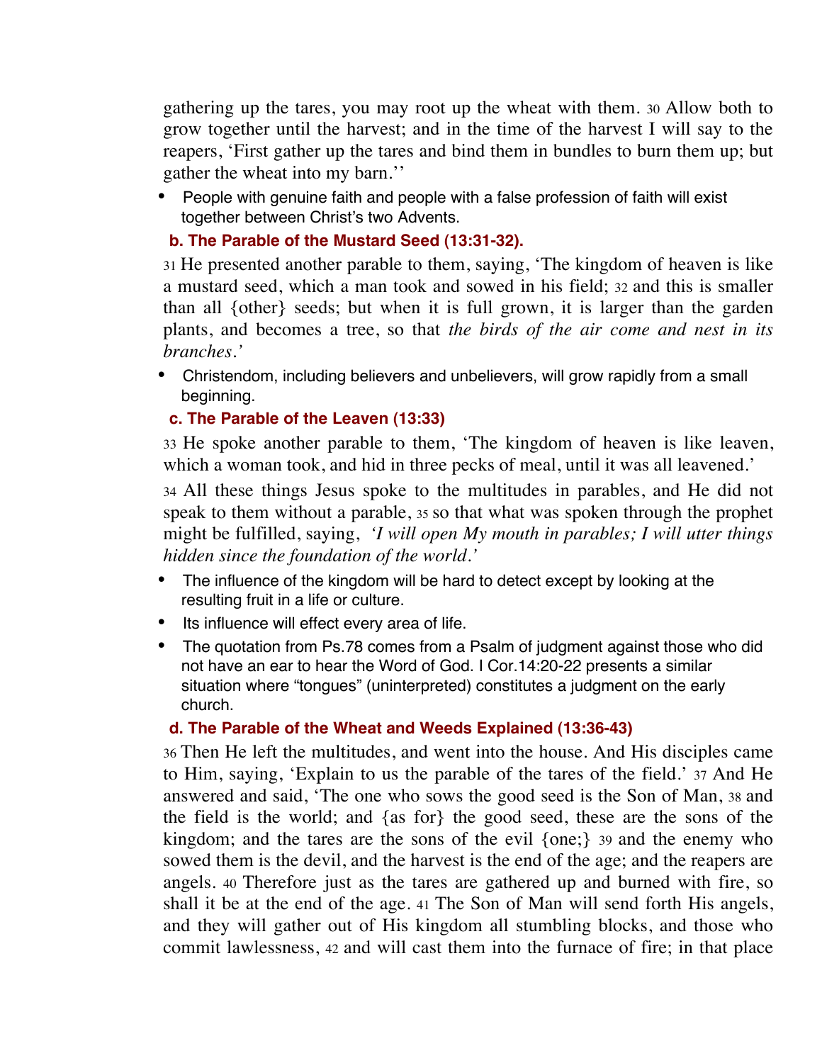gathering up the tares, you may root up the wheat with them. 30 Allow both to grow together until the harvest; and in the time of the harvest I will say to the reapers, 'First gather up the tares and bind them in bundles to burn them up; but gather the wheat into my barn.''

- People with genuine faith and people with a false profession of faith will exist together between Christ's two Advents.

### b. The Parable of the Mustard Seed (13:31-32).

31 He presented another parable to them, saying, 'The kingdom of heaven is like a mustard seed, which a man took and sowed in his field; 32 and this is smaller than all {other} seeds; but when it is full grown, it is larger than the garden plants, and becomes a tree, so that *the birds of the air come and nest in its branches.'*

- Christendom, including believers and unbelievers, will grow rapidly from a small beginning.

### c. The Parable of the Leaven (13:33)

33 He spoke another parable to them, 'The kingdom of heaven is like leaven, which a woman took, and hid in three pecks of meal, until it was all leavened.'

34 All these things Jesus spoke to the multitudes in parables, and He did not speak to them without a parable, 35 so that what was spoken through the prophet might be fulfilled, saying, *'I will open My mouth in parables; I will utter things hidden since the foundation of the world.'*

- The influence of the kingdom will be hard to detect except by looking at the resulting fruit in a life or culture.
- Its influence will effect every area of life.
- The quotation from Ps.78 comes from a Psalm of judgment against those who did not have an ear to hear the Word of God. I Cor.14:20-22 presents a similar situation where "tongues" (uninterpreted) constitutes a judgment on the early church.

### d. The Parable of the Wheat and Weeds Explained (13:36-43)

36 Then He left the multitudes, and went into the house. And His disciples came to Him, saying, 'Explain to us the parable of the tares of the field.' 37 And He answered and said, 'The one who sows the good seed is the Son of Man, 38 and the field is the world; and {as for} the good seed, these are the sons of the kingdom; and the tares are the sons of the evil {one;} 39 and the enemy who sowed them is the devil, and the harvest is the end of the age; and the reapers are angels. 40 Therefore just as the tares are gathered up and burned with fire, so shall it be at the end of the age. 41 The Son of Man will send forth His angels, and they will gather out of His kingdom all stumbling blocks, and those who commit lawlessness, 42 and will cast them into the furnace of fire; in that place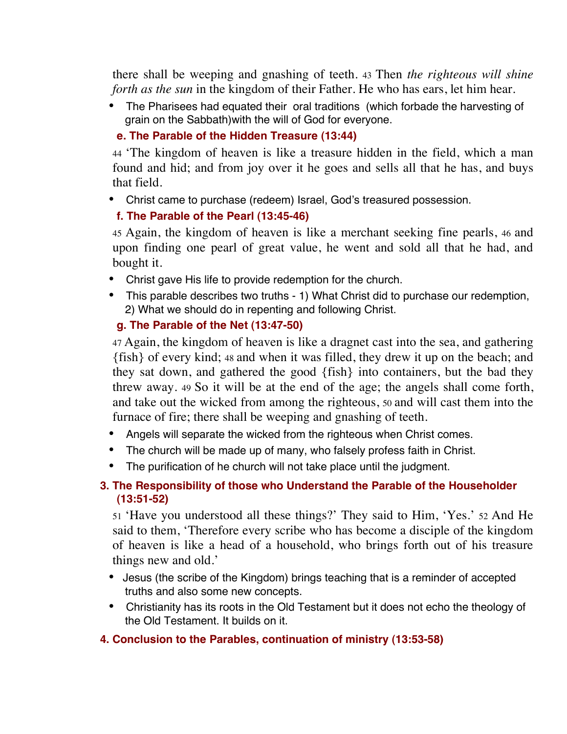there shall be weeping and gnashing of teeth. 43 Then *the righteous will shine forth as the sun* in the kingdom of their Father. He who has ears, let him hear.

- The Pharisees had equated their oral traditions (which forbade the harvesting of grain on the Sabbath)with the will of God for everyone.

### e. The Parable of the Hidden Treasure (13:44)

44 'The kingdom of heaven is like a treasure hidden in the field, which a man found and hid; and from joy over it he goes and sells all that he has, and buys that field.

- Christ came to purchase (redeem) Israel, God's treasured possession.

### f. The Parable of the Pearl (13:45-46)

45 Again, the kingdom of heaven is like a merchant seeking fine pearls, 46 and upon finding one pearl of great value, he went and sold all that he had, and bought it.

- Christ gave His life to provide redemption for the church.
- This parable describes two truths - 1) What Christ did to purchase our redemption, 2) What we should do in repenting and following Christ.

### g. The Parable of the Net (13:47-50)

47 Again, the kingdom of heaven is like a dragnet cast into the sea, and gathering {fish} of every kind; 48 and when it was filled, they drew it up on the beach; and they sat down, and gathered the good {fish} into containers, but the bad they threw away. 49 So it will be at the end of the age; the angels shall come forth, and take out the wicked from among the righteous, 50 and will cast them into the furnace of fire; there shall be weeping and gnashing of teeth.

- Angels will separate the wicked from the righteous when Christ comes.
- The church will be made up of many, who falsely profess faith in Christ.
- The purification of he church will not take place until the judgment.

## 3. The Responsibility of those who Understand the Parable of the Householder (13:51-52)

51 'Have you understood all these things?' They said to Him, 'Yes.' 52 And He said to them, 'Therefore every scribe who has become a disciple of the kingdom of heaven is like a head of a household, who brings forth out of his treasure things new and old.'

- Jesus (the scribe of the Kingdom) brings teaching that is a reminder of accepted truths and also some new concepts.
- Christianity has its roots in the Old Testament but it does not echo the theology of the Old Testament. It builds on it.

## 4. Conclusion to the Parables, continuation of ministry (13:53-58)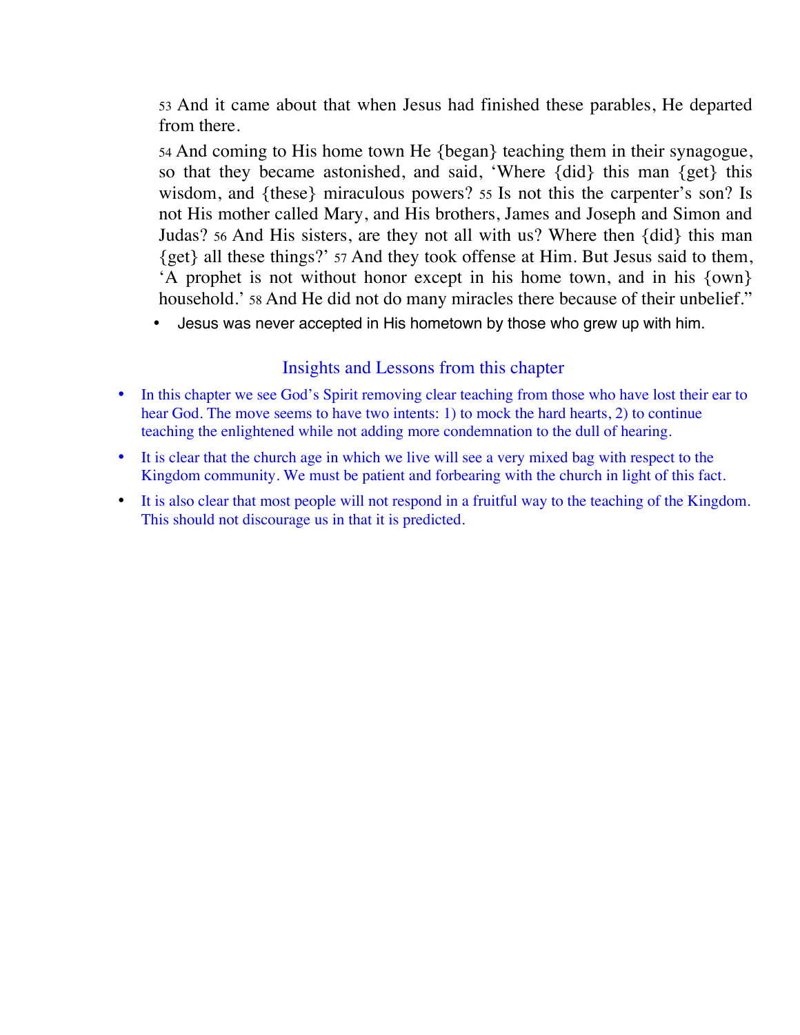53 And it came about that when Jesus had finished these parables, He departed from there.

54 And coming to His home town He {began} teaching them in their synagogue, so that they became astonished, and said, 'Where {did} this man {get} this wisdom, and {these} miraculous powers? 55 Is not this the carpenter's son? Is not His mother called Mary, and His brothers, James and Joseph and Simon and Judas? 56 And His sisters, are they not all with us? Where then {did} this man {get} all these things?' 57 And they took offense at Him. But Jesus said to them, 'A prophet is not without honor except in his home town, and in his {own} household.' 58 And He did not do many miracles there because of their unbelief."

- Jesus was never accepted in His hometown by those who grew up with him.

## Insights and Lessons from this chapter

- In this chapter we see God's Spirit removing clear teaching from those who have lost their ear to hear God. The move seems to have two intents: 1) to mock the hard hearts, 2) to continue teaching the enlightened while not adding more condemnation to the dull of hearing.
- It is clear that the church age in which we live will see a very mixed bag with respect to the Kingdom community. We must be patient and forbearing with the church in light of this fact.
- It is also clear that most people will not respond in a fruitful way to the teaching of the Kingdom. This should not discourage us in that it is predicted.